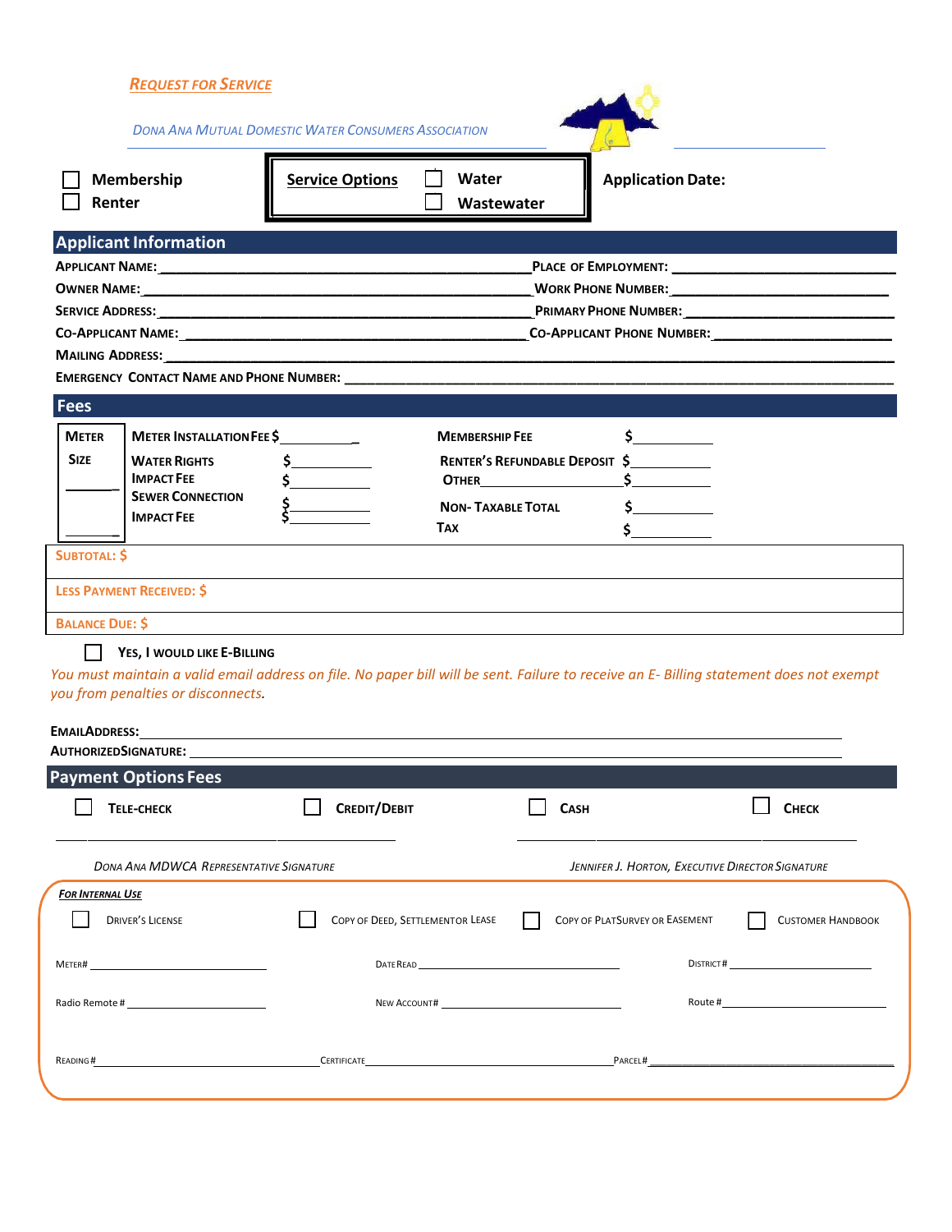# REQUEST FOR SERVICE

DONA ANA MUTUAL DOMESTIC WATER CONSUMERS ASSOCIATION

☐ Membership
☐ Renter

**Service Options** ☐ Water ☐ Wastewater

**Application Date:**

## Applicant Information

APPLICANT NAME: ______________________ PLACE OF EMPLOYMENT: ______________________

OWNER NAME: ______________________ WORK PHONE NUMBER: ______________________

SERVICE ADDRESS: ______________________ PRIMARY PHONE NUMBER: ______________________

CO-APPLICANT NAME: ______________________ CO-APPLICANT PHONE NUMBER: ______________________

MAILING ADDRESS: ______________________

EMERGENCY CONTACT NAME AND PHONE NUMBER: ______________________

## Fees

| METER SIZE | | | | |
|---|---|---|---|---|
| ______ | METER INSTALLATION FEE | $ ______ | MEMBERSHIP FEE | $ ______ |
| ______ | WATER RIGHTS IMPACT FEE | $ ______ $ ______ | RENTER'S REFUNDABLE DEPOSIT | $ ______ |
| | SEWER CONNECTION IMPACT FEE | $ ______ $ ______ | OTHER | $ ______ |
| | | | NON- TAXABLE TOTAL | $ ______ |
| | | | TAX | $ ______ |

SUBTOTAL: $

LESS PAYMENT RECEIVED: $

BALANCE DUE: $

☐ YES, I WOULD LIKE E-BILLING

*You must maintain a valid email address on file. No paper bill will be sent. Failure to receive an E- Billing statement does not exempt you from penalties or disconnects.*

EMAIL ADDRESS: ______________________

AUTHORIZED SIGNATURE: ______________________

## Payment Options Fees

☐ TELE-CHECK ☐ CREDIT/DEBIT ☐ CASH ☐ CHECK

______________________ ______________________

*DONA ANA MDWCA REPRESENTATIVE SIGNATURE* *JENNIFER J. HORTON, EXECUTIVE DIRECTOR SIGNATURE*

***FOR INTERNAL USE***

☐ DRIVER'S LICENSE ☐ COPY OF DEED, SETTLEMENTOR LEASE ☐ COPY OF PLATSURVEY OR EASEMENT ☐ CUSTOMER HANDBOOK

METER# ______________ DATE READ ______________ DISTRICT# ______________

Radio Remote # ______________ NEW ACCOUNT# ______________ Route # ______________

READING# ______________ CERTIFICATE ______________ PARCEL# ______________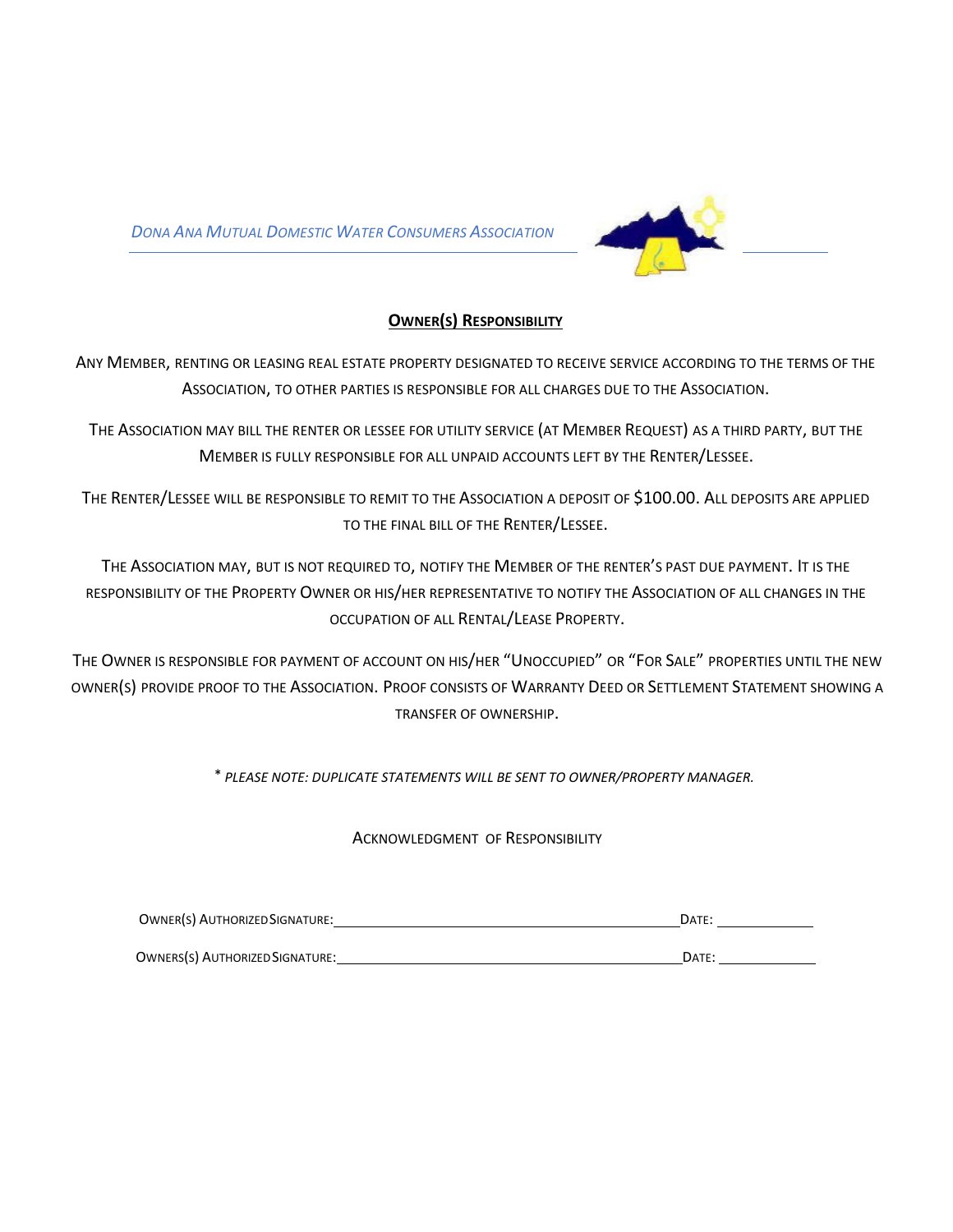*Dona Ana Mutual Domestic Water Consumers Association*

## **Owner(s) Responsibility**

Any Member, renting or leasing real estate property designated to receive service according to the terms of the Association, to other parties is responsible for all charges due to the Association.

The Association may bill the renter or lessee for utility service (at Member Request) as a third party, but the Member is fully responsible for all unpaid accounts left by the Renter/Lessee.

The Renter/Lessee will be responsible to remit to the Association a deposit of $100.00. All deposits are applied to the final bill of the Renter/Lessee.

The Association may, but is not required to, notify the Member of the renter's past due payment. It is the responsibility of the Property Owner or his/her representative to notify the Association of all changes in the occupation of all Rental/Lease Property.

The Owner is responsible for payment of account on his/her "Unoccupied" or "For Sale" properties until the new owner(s) provide proof to the Association. Proof consists of Warranty Deed or Settlement Statement showing a transfer of ownership.

* *Please note: duplicate statements will be sent to owner/property manager.*

Acknowledgment of Responsibility

Owner(s) Authorized Signature: ______________________________ Date: __________

Owners(s) Authorized Signature: ______________________________ Date: __________